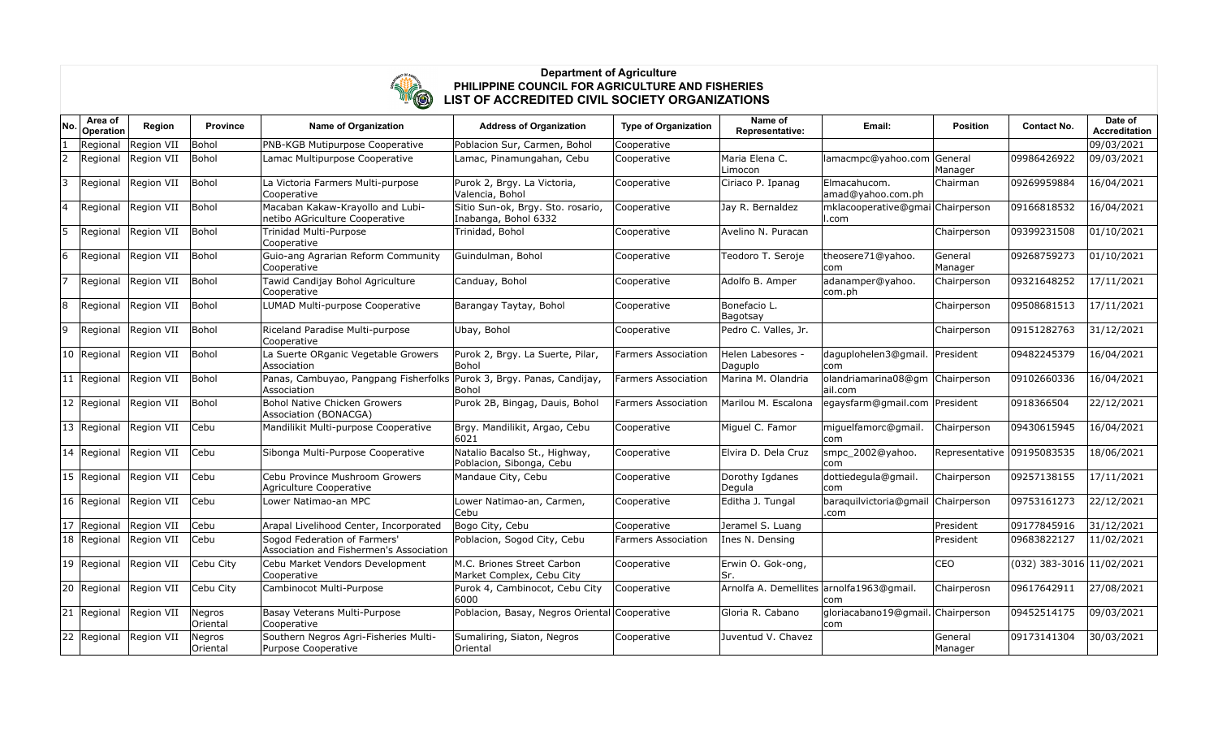**Department of Agriculture**
**PHILIPPINE COUNCIL FOR AGRICULTURE AND FISHERIES**
**LIST OF ACCREDITED CIVIL SOCIETY ORGANIZATIONS**

| No. | Area of Operation | Region | Province | Name of Organization | Address of Organization | Type of Organization | Name of Representative: | Email: | Position | Contact No. | Date of Accreditation |
|---|---|---|---|---|---|---|---|---|---|---|---|
| 1 | Regional | Region VII | Bohol | PNB-KGB Mutipurpose Cooperative | Poblacion Sur, Carmen, Bohol | Cooperative | | | | | 09/03/2021 |
| 2 | Regional | Region VII | Bohol | Lamac Multipurpose Cooperative | Lamac, Pinamungahan, Cebu | Cooperative | Maria Elena C. Limocon | lamacmpc@yahoo.com | General Manager | 09986426922 | 09/03/2021 |
| 3 | Regional | Region VII | Bohol | La Victoria Farmers Multi-purpose Cooperative | Purok 2, Brgy. La Victoria, Valencia, Bohol | Cooperative | Ciriaco P. Ipanag | Elmacahucom. amad@yahoo.com.ph | Chairman | 09269959884 | 16/04/2021 |
| 4 | Regional | Region VII | Bohol | Macaban Kakaw-Krayollo and Lubi-netibo AGriculture Cooperative | Sitio Sun-ok, Brgy. Sto. rosario, Inabanga, Bohol 6332 | Cooperative | Jay R. Bernaldez | mklacooperative@gmail.com | Chairperson | 09166818532 | 16/04/2021 |
| 5 | Regional | Region VII | Bohol | Trinidad Multi-Purpose Cooperative | Trinidad, Bohol | Cooperative | Avelino N. Puracan | | Chairperson | 09399231508 | 01/10/2021 |
| 6 | Regional | Region VII | Bohol | Guio-ang Agrarian Reform Community Cooperative | Guindulman, Bohol | Cooperative | Teodoro T. Seroje | theosere71@yahoo.com | General Manager | 09268759273 | 01/10/2021 |
| 7 | Regional | Region VII | Bohol | Tawid Candijay Bohol Agriculture Cooperative | Canduay, Bohol | Cooperative | Adolfo B. Amper | adanamper@yahoo.com.ph | Chairperson | 09321648252 | 17/11/2021 |
| 8 | Regional | Region VII | Bohol | LUMAD Multi-purpose Cooperative | Barangay Taytay, Bohol | Cooperative | Bonefacio L. Bagotsay | | Chairperson | 09508681513 | 17/11/2021 |
| 9 | Regional | Region VII | Bohol | Riceland Paradise Multi-purpose Cooperative | Ubay, Bohol | Cooperative | Pedro C. Valles, Jr. | | Chairperson | 09151282763 | 31/12/2021 |
| 10 | Regional | Region VII | Bohol | La Suerte ORganic Vegetable Growers Association | Purok 2, Brgy. La Suerte, Pilar, Bohol | Farmers Association | Helen Labesores - Daguplo | daguplohelen3@gmail.com | President | 09482245379 | 16/04/2021 |
| 11 | Regional | Region VII | Bohol | Panas, Cambuyao, Pangpang Fisherfolks Association | Purok 3, Brgy. Panas, Candijay, Bohol | Farmers Association | Marina M. Olandria | olandriamarina08@gmail.com | Chairperson | 09102660336 | 16/04/2021 |
| 12 | Regional | Region VII | Bohol | Bohol Native Chicken Growers Association (BONACGA) | Purok 2B, Bingag, Dauis, Bohol | Farmers Association | Marilou M. Escalona | egaysfarm@gmail.com | President | 0918366504 | 22/12/2021 |
| 13 | Regional | Region VII | Cebu | Mandilikit Multi-purpose Cooperative | Brgy. Mandilikit, Argao, Cebu 6021 | Cooperative | Miguel C. Famor | miguelfamorc@gmail.com | Chairperson | 09430615945 | 16/04/2021 |
| 14 | Regional | Region VII | Cebu | Sibonga Multi-Purpose Cooperative | Natalio Bacalso St., Highway, Poblacion, Sibonga, Cebu | Cooperative | Elvira D. Dela Cruz | smpc_2002@yahoo.com | Representative | 09195083535 | 18/06/2021 |
| 15 | Regional | Region VII | Cebu | Cebu Province Mushroom Growers Agriculture Cooperative | Mandaue City, Cebu | Cooperative | Dorothy Igdanes Degula | dottiedegula@gmail.com | Chairperson | 09257138155 | 17/11/2021 |
| 16 | Regional | Region VII | Cebu | Lower Natimao-an MPC | Lower Natimao-an, Carmen, Cebu | Cooperative | Editha J. Tungal | baraquilvictoria@gmail.com | Chairperson | 09753161273 | 22/12/2021 |
| 17 | Regional | Region VII | Cebu | Arapal Livelihood Center, Incorporated | Bogo City, Cebu | Cooperative | Jeramel S. Luang | | President | 09177845916 | 31/12/2021 |
| 18 | Regional | Region VII | Cebu | Sogod Federation of Farmers' Association and Fishermen's Association | Poblacion, Sogod City, Cebu | Farmers Association | Ines N. Densing | | President | 09683822127 | 11/02/2021 |
| 19 | Regional | Region VII | Cebu City | Cebu Market Vendors Development Cooperative | M.C. Briones Street Carbon Market Complex, Cebu City | Cooperative | Erwin O. Gok-ong, Sr. | | CEO | (032) 383-3016 | 11/02/2021 |
| 20 | Regional | Region VII | Cebu City | Cambinocot Multi-Purpose | Purok 4, Cambinocot, Cebu City 6000 | Cooperative | Arnolfa A. Demellites | arnolfa1963@gmail.com | Chairperosn | 09617642911 | 27/08/2021 |
| 21 | Regional | Region VII | Negros Oriental | Basay Veterans Multi-Purpose Cooperative | Poblacion, Basay, Negros Oriental | Cooperative | Gloria R. Cabano | gloriacabano19@gmail.com | Chairperson | 09452514175 | 09/03/2021 |
| 22 | Regional | Region VII | Negros Oriental | Southern Negros Agri-Fisheries Multi-Purpose Cooperative | Sumaliring, Siaton, Negros Oriental | Cooperative | Juventud V. Chavez | | General Manager | 09173141304 | 30/03/2021 |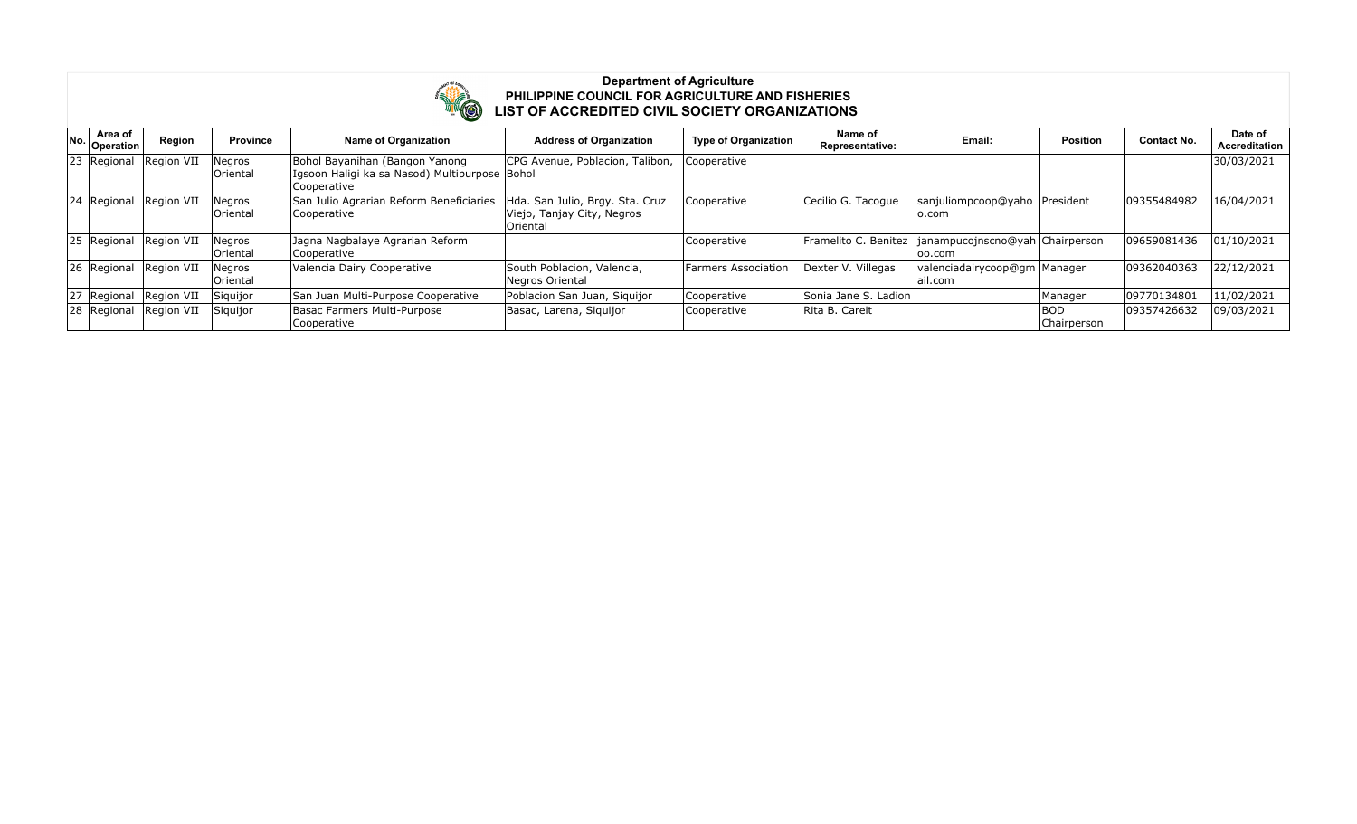**Department of Agriculture**
**PHILIPPINE COUNCIL FOR AGRICULTURE AND FISHERIES**
**LIST OF ACCREDITED CIVIL SOCIETY ORGANIZATIONS**

| No. | Area of Operation | Region | Province | Name of Organization | Address of Organization | Type of Organization | Name of Representative: | Email: | Position | Contact No. | Date of Accreditation |
|---|---|---|---|---|---|---|---|---|---|---|---|
| 23 | Regional | Region VII | Negros Oriental | Bohol Bayanihan (Bangon Yanong Igsoon Haligi ka sa Nasod) Multipurpose Cooperative | CPG Avenue, Poblacion, Talibon, Bohol | Cooperative | | | | | 30/03/2021 |
| 24 | Regional | Region VII | Negros Oriental | San Julio Agrarian Reform Beneficiaries Cooperative | Hda. San Julio, Brgy. Sta. Cruz Viejo, Tanjay City, Negros Oriental | Cooperative | Cecilio G. Tacogue | sanjuliompcoop@yahoo.com | President | 09355484982 | 16/04/2021 |
| 25 | Regional | Region VII | Negros Oriental | Jagna Nagbalaye Agrarian Reform Cooperative | | Cooperative | Framelito C. Benitez | janampucojnscno@yahoo.com | Chairperson | 09659081436 | 01/10/2021 |
| 26 | Regional | Region VII | Negros Oriental | Valencia Dairy Cooperative | South Poblacion, Valencia, Negros Oriental | Farmers Association | Dexter V. Villegas | valenciadairycoop@gmail.com | Manager | 09362040363 | 22/12/2021 |
| 27 | Regional | Region VII | Siquijor | San Juan Multi-Purpose Cooperative | Poblacion San Juan, Siquijor | Cooperative | Sonia Jane S. Ladion | | Manager | 09770134801 | 11/02/2021 |
| 28 | Regional | Region VII | Siquijor | Basac Farmers Multi-Purpose Cooperative | Basac, Larena, Siquijor | Cooperative | Rita B. Careit | | BOD Chairperson | 09357426632 | 09/03/2021 |